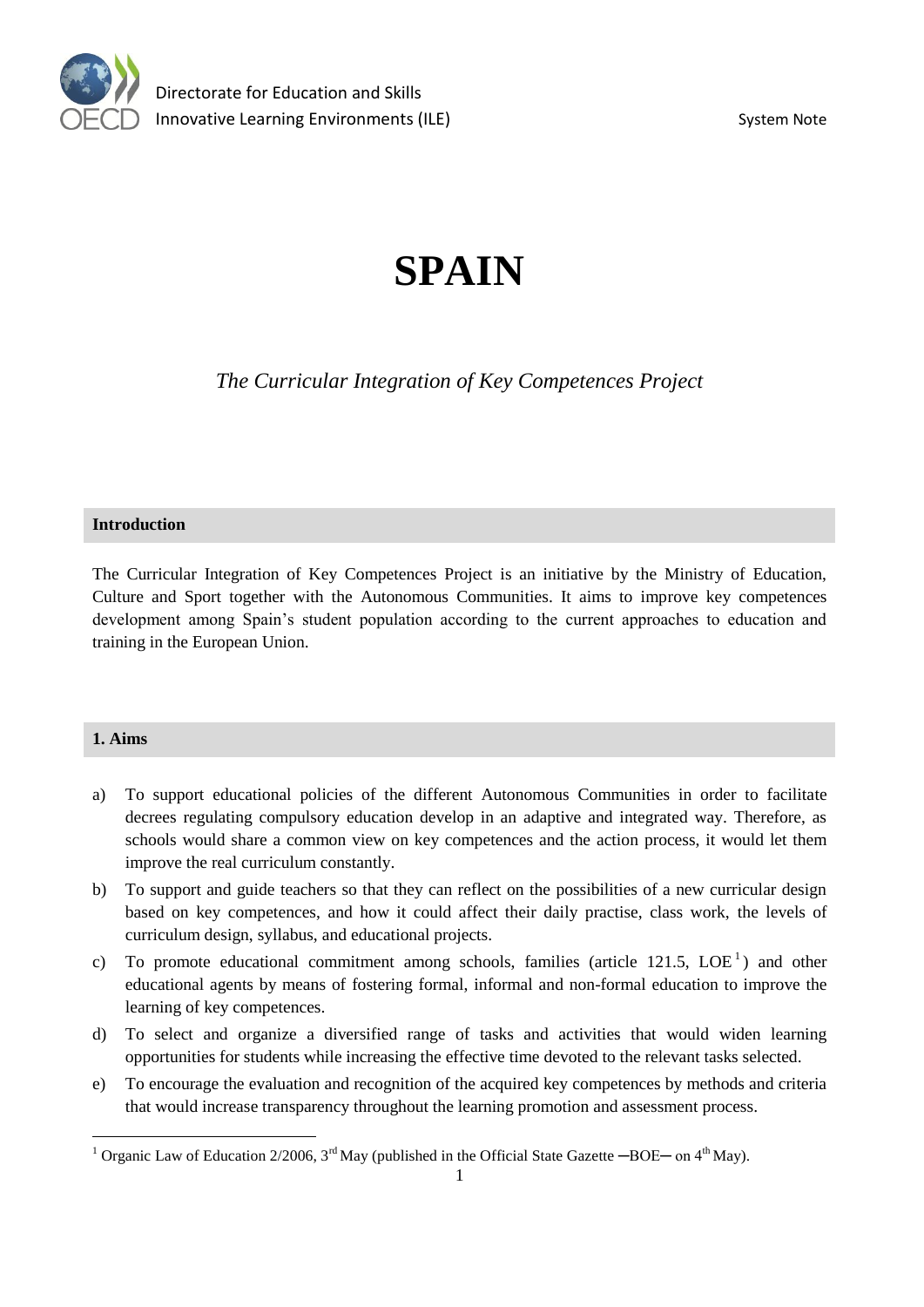# SPAIN

*The Curricular Integration of Key Competences Project*

## Introduction

The Curricular Integration of Key Competences Project is an initiative by the Ministry of Education, Culture and Sport together with the Autonomous Communities. It aims to improve key competences development among Spain's student population according to the current approaches to education and training in the European Union.

## 1. Aims

a) To support educational policies of the different Autonomous Communities in order to facilitate decrees regulating compulsory education develop in an adaptive and integrated way. Therefore, as schools would share a common view on key competences and the action process, it would let them improve the real curriculum constantly.

b) To support and guide teachers so that they can reflect on the possibilities of a new curricular design based on key competences, and how it could affect their daily practise, class work, the levels of curriculum design, syllabus, and educational projects.

c) To promote educational commitment among schools, families (article 121.5, LOE[1]) and other educational agents by means of fostering formal, informal and non-formal education to improve the learning of key competences.

d) To select and organize a diversified range of tasks and activities that would widen learning opportunities for students while increasing the effective time devoted to the relevant tasks selected.

e) To encourage the evaluation and recognition of the acquired key competences by methods and criteria that would increase transparency throughout the learning promotion and assessment process.

[1] Organic Law of Education 2/2006, 3rd May (published in the Official State Gazette ─BOE─ on 4th May).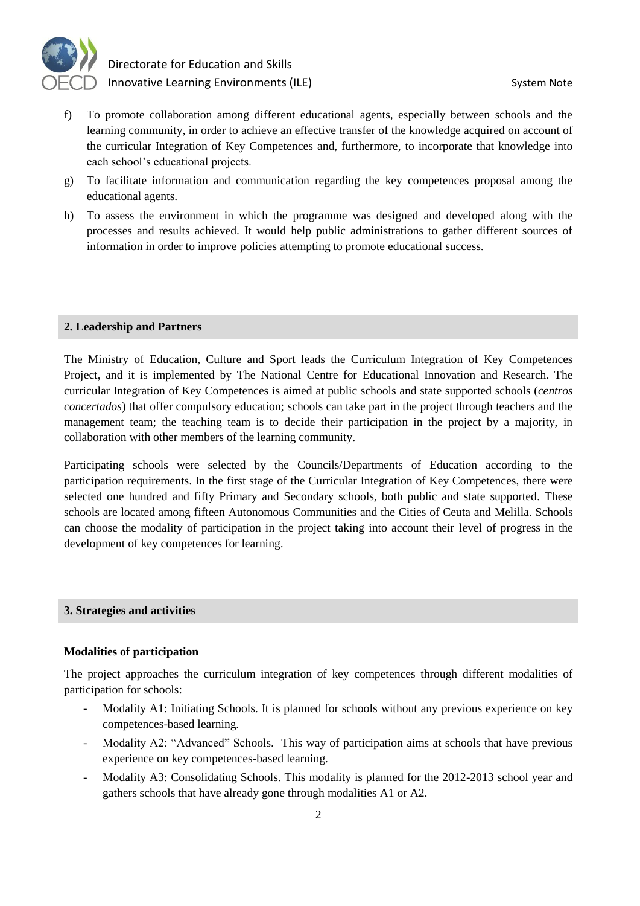f) To promote collaboration among different educational agents, especially between schools and the learning community, in order to achieve an effective transfer of the knowledge acquired on account of the curricular Integration of Key Competences and, furthermore, to incorporate that knowledge into each school's educational projects.

g) To facilitate information and communication regarding the key competences proposal among the educational agents.

h) To assess the environment in which the programme was designed and developed along with the processes and results achieved. It would help public administrations to gather different sources of information in order to improve policies attempting to promote educational success.

## 2. Leadership and Partners

The Ministry of Education, Culture and Sport leads the Curriculum Integration of Key Competences Project, and it is implemented by The National Centre for Educational Innovation and Research. The curricular Integration of Key Competences is aimed at public schools and state supported schools (*centros concertados*) that offer compulsory education; schools can take part in the project through teachers and the management team; the teaching team is to decide their participation in the project by a majority, in collaboration with other members of the learning community.

Participating schools were selected by the Councils/Departments of Education according to the participation requirements. In the first stage of the Curricular Integration of Key Competences, there were selected one hundred and fifty Primary and Secondary schools, both public and state supported. These schools are located among fifteen Autonomous Communities and the Cities of Ceuta and Melilla. Schools can choose the modality of participation in the project taking into account their level of progress in the development of key competences for learning.

## 3. Strategies and activities

### Modalities of participation

The project approaches the curriculum integration of key competences through different modalities of participation for schools:

- Modality A1: Initiating Schools. It is planned for schools without any previous experience on key competences-based learning.
- Modality A2: "Advanced" Schools. This way of participation aims at schools that have previous experience on key competences-based learning.
- Modality A3: Consolidating Schools. This modality is planned for the 2012-2013 school year and gathers schools that have already gone through modalities A1 or A2.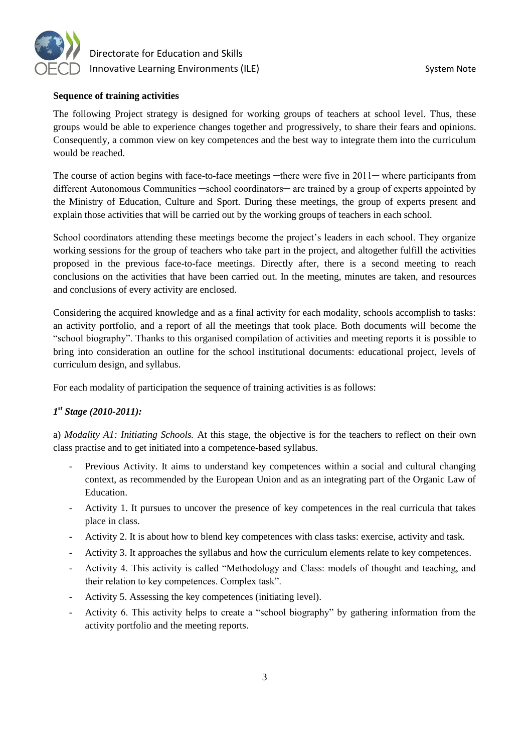**Sequence of training activities**

The following Project strategy is designed for working groups of teachers at school level. Thus, these groups would be able to experience changes together and progressively, to share their fears and opinions. Consequently, a common view on key competences and the best way to integrate them into the curriculum would be reached.

The course of action begins with face-to-face meetings ─there were five in 2011─ where participants from different Autonomous Communities ─school coordinators─ are trained by a group of experts appointed by the Ministry of Education, Culture and Sport. During these meetings, the group of experts present and explain those activities that will be carried out by the working groups of teachers in each school.

School coordinators attending these meetings become the project's leaders in each school. They organize working sessions for the group of teachers who take part in the project, and altogether fulfill the activities proposed in the previous face-to-face meetings. Directly after, there is a second meeting to reach conclusions on the activities that have been carried out. In the meeting, minutes are taken, and resources and conclusions of every activity are enclosed.

Considering the acquired knowledge and as a final activity for each modality, schools accomplish to tasks: an activity portfolio, and a report of all the meetings that took place. Both documents will become the "school biography". Thanks to this organised compilation of activities and meeting reports it is possible to bring into consideration an outline for the school institutional documents: educational project, levels of curriculum design, and syllabus.

For each modality of participation the sequence of training activities is as follows:

***1st Stage (2010-2011):***

a) *Modality A1: Initiating Schools.* At this stage, the objective is for the teachers to reflect on their own class practise and to get initiated into a competence-based syllabus.

- Previous Activity. It aims to understand key competences within a social and cultural changing context, as recommended by the European Union and as an integrating part of the Organic Law of Education.
- Activity 1. It pursues to uncover the presence of key competences in the real curricula that takes place in class.
- Activity 2. It is about how to blend key competences with class tasks: exercise, activity and task.
- Activity 3. It approaches the syllabus and how the curriculum elements relate to key competences.
- Activity 4. This activity is called "Methodology and Class: models of thought and teaching, and their relation to key competences. Complex task".
- Activity 5. Assessing the key competences (initiating level).
- Activity 6. This activity helps to create a "school biography" by gathering information from the activity portfolio and the meeting reports.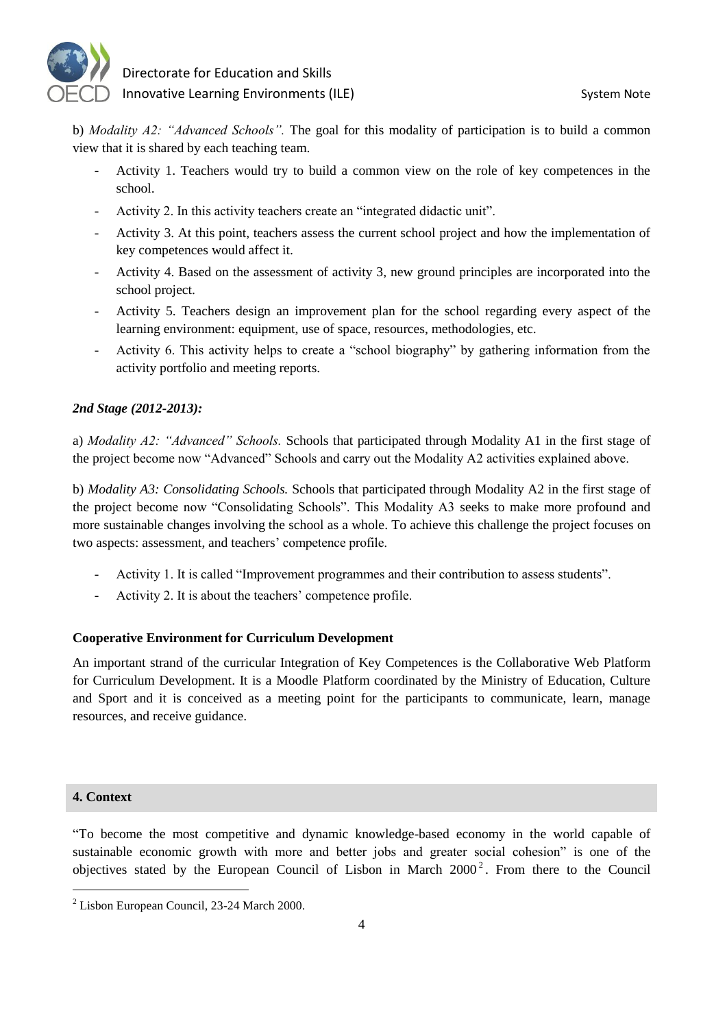b) *Modality A2: "Advanced Schools".* The goal for this modality of participation is to build a common view that it is shared by each teaching team.

- Activity 1. Teachers would try to build a common view on the role of key competences in the school.
- Activity 2. In this activity teachers create an "integrated didactic unit".
- Activity 3. At this point, teachers assess the current school project and how the implementation of key competences would affect it.
- Activity 4. Based on the assessment of activity 3, new ground principles are incorporated into the school project.
- Activity 5. Teachers design an improvement plan for the school regarding every aspect of the learning environment: equipment, use of space, resources, methodologies, etc.
- Activity 6. This activity helps to create a "school biography" by gathering information from the activity portfolio and meeting reports.

***2nd Stage (2012-2013):***

a) *Modality A2: "Advanced" Schools.* Schools that participated through Modality A1 in the first stage of the project become now "Advanced" Schools and carry out the Modality A2 activities explained above.

b) *Modality A3: Consolidating Schools.* Schools that participated through Modality A2 in the first stage of the project become now "Consolidating Schools". This Modality A3 seeks to make more profound and more sustainable changes involving the school as a whole. To achieve this challenge the project focuses on two aspects: assessment, and teachers' competence profile.

- Activity 1. It is called "Improvement programmes and their contribution to assess students".
- Activity 2. It is about the teachers' competence profile.

**Cooperative Environment for Curriculum Development**

An important strand of the curricular Integration of Key Competences is the Collaborative Web Platform for Curriculum Development. It is a Moodle Platform coordinated by the Ministry of Education, Culture and Sport and it is conceived as a meeting point for the participants to communicate, learn, manage resources, and receive guidance.

## 4. Context

"To become the most competitive and dynamic knowledge-based economy in the world capable of sustainable economic growth with more and better jobs and greater social cohesion" is one of the objectives stated by the European Council of Lisbon in March 2000[2]. From there to the Council

[2] Lisbon European Council, 23-24 March 2000.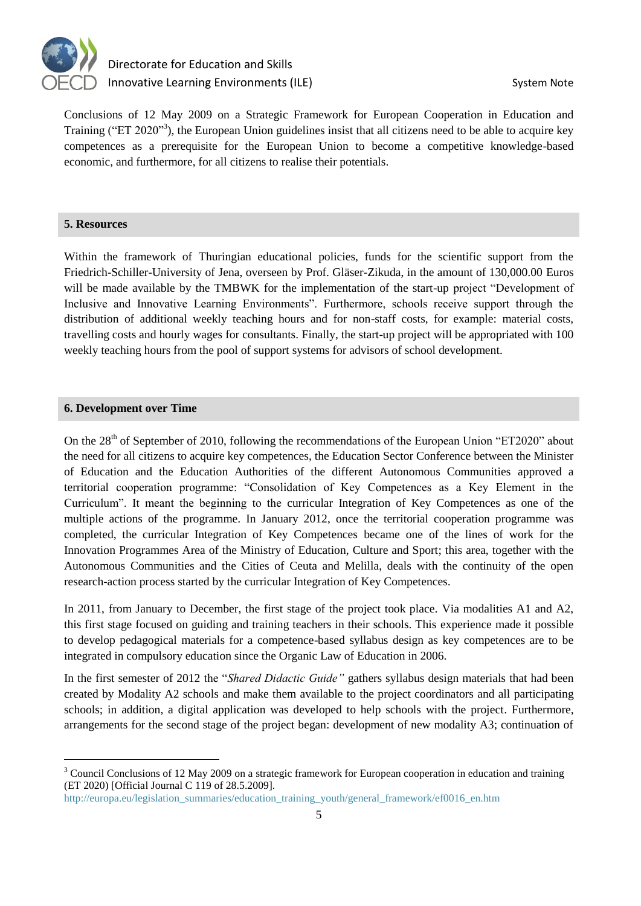Conclusions of 12 May 2009 on a Strategic Framework for European Cooperation in Education and Training ("ET 2020"[3]), the European Union guidelines insist that all citizens need to be able to acquire key competences as a prerequisite for the European Union to become a competitive knowledge-based economic, and furthermore, for all citizens to realise their potentials.

## 5. Resources

Within the framework of Thuringian educational policies, funds for the scientific support from the Friedrich-Schiller-University of Jena, overseen by Prof. Gläser-Zikuda, in the amount of 130,000.00 Euros will be made available by the TMBWK for the implementation of the start-up project "Development of Inclusive and Innovative Learning Environments". Furthermore, schools receive support through the distribution of additional weekly teaching hours and for non-staff costs, for example: material costs, travelling costs and hourly wages for consultants. Finally, the start-up project will be appropriated with 100 weekly teaching hours from the pool of support systems for advisors of school development.

## 6. Development over Time

On the 28th of September of 2010, following the recommendations of the European Union "ET2020" about the need for all citizens to acquire key competences, the Education Sector Conference between the Minister of Education and the Education Authorities of the different Autonomous Communities approved a territorial cooperation programme: "Consolidation of Key Competences as a Key Element in the Curriculum". It meant the beginning to the curricular Integration of Key Competences as one of the multiple actions of the programme. In January 2012, once the territorial cooperation programme was completed, the curricular Integration of Key Competences became one of the lines of work for the Innovation Programmes Area of the Ministry of Education, Culture and Sport; this area, together with the Autonomous Communities and the Cities of Ceuta and Melilla, deals with the continuity of the open research-action process started by the curricular Integration of Key Competences.

In 2011, from January to December, the first stage of the project took place. Via modalities A1 and A2, this first stage focused on guiding and training teachers in their schools. This experience made it possible to develop pedagogical materials for a competence-based syllabus design as key competences are to be integrated in compulsory education since the Organic Law of Education in 2006.

In the first semester of 2012 the "*Shared Didactic Guide"* gathers syllabus design materials that had been created by Modality A2 schools and make them available to the project coordinators and all participating schools; in addition, a digital application was developed to help schools with the project. Furthermore, arrangements for the second stage of the project began: development of new modality A3; continuation of

---

[3] Council Conclusions of 12 May 2009 on a strategic framework for European cooperation in education and training (ET 2020) [Official Journal C 119 of 28.5.2009].
http://europa.eu/legislation_summaries/education_training_youth/general_framework/ef0016_en.htm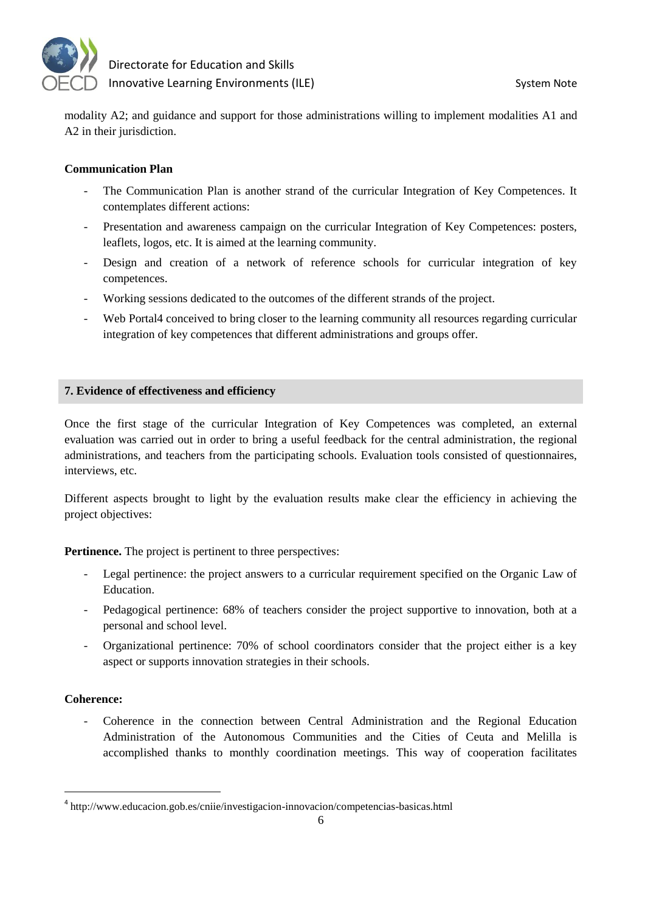modality A2; and guidance and support for those administrations willing to implement modalities A1 and A2 in their jurisdiction.

**Communication Plan**

- The Communication Plan is another strand of the curricular Integration of Key Competences. It contemplates different actions:
- Presentation and awareness campaign on the curricular Integration of Key Competences: posters, leaflets, logos, etc. It is aimed at the learning community.
- Design and creation of a network of reference schools for curricular integration of key competences.
- Working sessions dedicated to the outcomes of the different strands of the project.
- Web Portal[4] conceived to bring closer to the learning community all resources regarding curricular integration of key competences that different administrations and groups offer.

## 7. Evidence of effectiveness and efficiency

Once the first stage of the curricular Integration of Key Competences was completed, an external evaluation was carried out in order to bring a useful feedback for the central administration, the regional administrations, and teachers from the participating schools. Evaluation tools consisted of questionnaires, interviews, etc.

Different aspects brought to light by the evaluation results make clear the efficiency in achieving the project objectives:

**Pertinence.** The project is pertinent to three perspectives:

- Legal pertinence: the project answers to a curricular requirement specified on the Organic Law of Education.
- Pedagogical pertinence: 68% of teachers consider the project supportive to innovation, both at a personal and school level.
- Organizational pertinence: 70% of school coordinators consider that the project either is a key aspect or supports innovation strategies in their schools.

**Coherence:**

- Coherence in the connection between Central Administration and the Regional Education Administration of the Autonomous Communities and the Cities of Ceuta and Melilla is accomplished thanks to monthly coordination meetings. This way of cooperation facilitates

[4] http://www.educacion.gob.es/cniie/investigacion-innovacion/competencias-basicas.html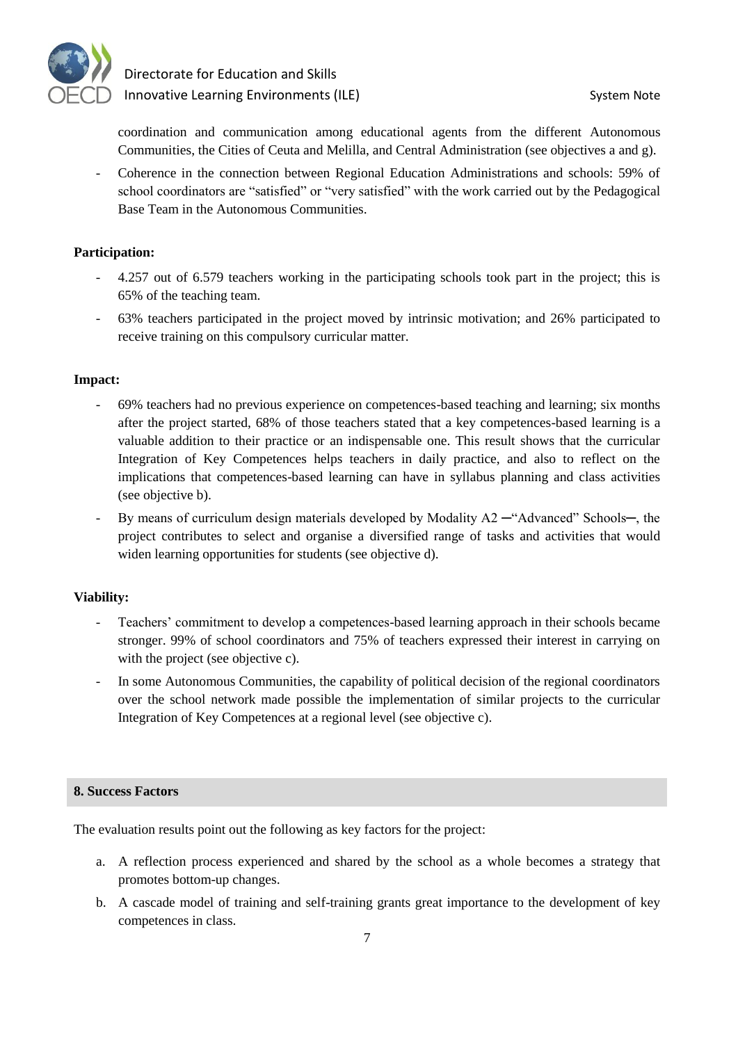coordination and communication among educational agents from the different Autonomous Communities, the Cities of Ceuta and Melilla, and Central Administration (see objectives a and g).

- Coherence in the connection between Regional Education Administrations and schools: 59% of school coordinators are "satisfied" or "very satisfied" with the work carried out by the Pedagogical Base Team in the Autonomous Communities.

**Participation:**

- 4.257 out of 6.579 teachers working in the participating schools took part in the project; this is 65% of the teaching team.
- 63% teachers participated in the project moved by intrinsic motivation; and 26% participated to receive training on this compulsory curricular matter.

**Impact:**

- 69% teachers had no previous experience on competences-based teaching and learning; six months after the project started, 68% of those teachers stated that a key competences-based learning is a valuable addition to their practice or an indispensable one. This result shows that the curricular Integration of Key Competences helps teachers in daily practice, and also to reflect on the implications that competences-based learning can have in syllabus planning and class activities (see objective b).
- By means of curriculum design materials developed by Modality A2 ─"Advanced" Schools─, the project contributes to select and organise a diversified range of tasks and activities that would widen learning opportunities for students (see objective d).

**Viability:**

- Teachers' commitment to develop a competences-based learning approach in their schools became stronger. 99% of school coordinators and 75% of teachers expressed their interest in carrying on with the project (see objective c).
- In some Autonomous Communities, the capability of political decision of the regional coordinators over the school network made possible the implementation of similar projects to the curricular Integration of Key Competences at a regional level (see objective c).

## 8. Success Factors

The evaluation results point out the following as key factors for the project:

a. A reflection process experienced and shared by the school as a whole becomes a strategy that promotes bottom-up changes.

b. A cascade model of training and self-training grants great importance to the development of key competences in class.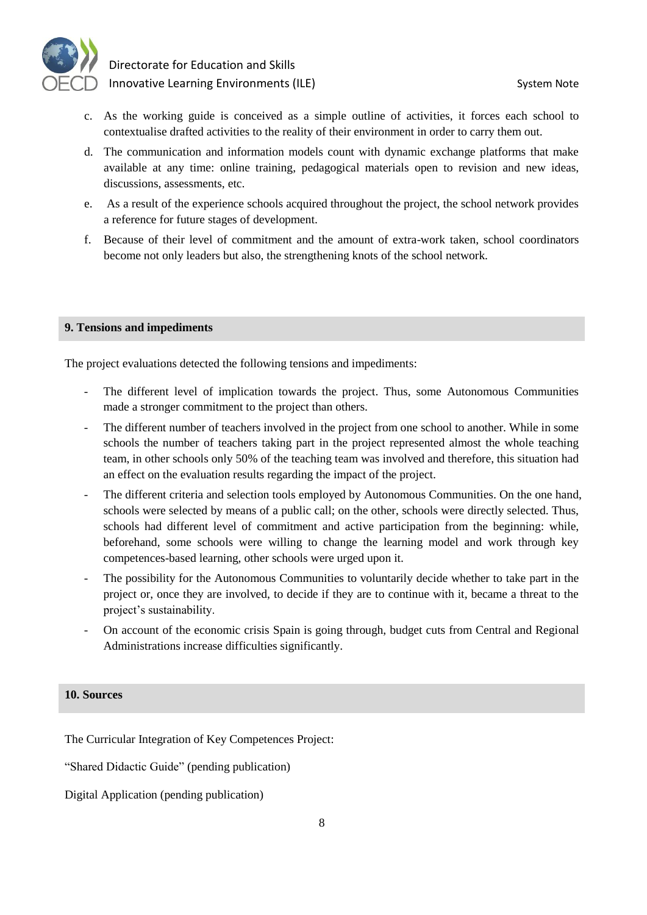c. As the working guide is conceived as a simple outline of activities, it forces each school to contextualise drafted activities to the reality of their environment in order to carry them out.

d. The communication and information models count with dynamic exchange platforms that make available at any time: online training, pedagogical materials open to revision and new ideas, discussions, assessments, etc.

e. As a result of the experience schools acquired throughout the project, the school network provides a reference for future stages of development.

f. Because of their level of commitment and the amount of extra-work taken, school coordinators become not only leaders but also, the strengthening knots of the school network.

## 9. Tensions and impediments

The project evaluations detected the following tensions and impediments:

- The different level of implication towards the project. Thus, some Autonomous Communities made a stronger commitment to the project than others.
- The different number of teachers involved in the project from one school to another. While in some schools the number of teachers taking part in the project represented almost the whole teaching team, in other schools only 50% of the teaching team was involved and therefore, this situation had an effect on the evaluation results regarding the impact of the project.
- The different criteria and selection tools employed by Autonomous Communities. On the one hand, schools were selected by means of a public call; on the other, schools were directly selected. Thus, schools had different level of commitment and active participation from the beginning: while, beforehand, some schools were willing to change the learning model and work through key competences-based learning, other schools were urged upon it.
- The possibility for the Autonomous Communities to voluntarily decide whether to take part in the project or, once they are involved, to decide if they are to continue with it, became a threat to the project's sustainability.
- On account of the economic crisis Spain is going through, budget cuts from Central and Regional Administrations increase difficulties significantly.

## 10. Sources

The Curricular Integration of Key Competences Project:

"Shared Didactic Guide" (pending publication)

Digital Application (pending publication)